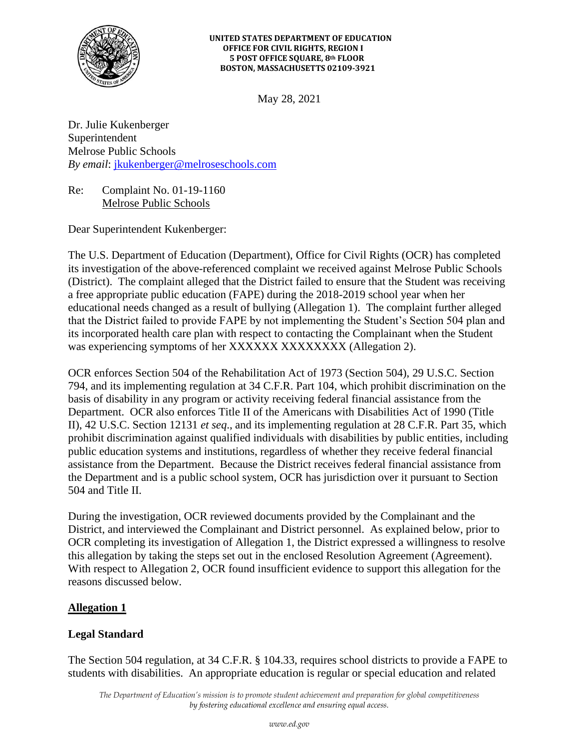**UNITED STATES DEPARTMENT OF EDUCATION**
**OFFICE FOR CIVIL RIGHTS, REGION I**
**5 POST OFFICE SQUARE, 8th FLOOR**
**BOSTON, MASSACHUSETTS 02109-3921**

May 28, 2021

Dr. Julie Kukenberger
Superintendent
Melrose Public Schools
*By email*: jkukenberger@melroseschools.com

Re: Complaint No. 01-19-1160
Melrose Public Schools

Dear Superintendent Kukenberger:

The U.S. Department of Education (Department), Office for Civil Rights (OCR) has completed its investigation of the above-referenced complaint we received against Melrose Public Schools (District). The complaint alleged that the District failed to ensure that the Student was receiving a free appropriate public education (FAPE) during the 2018-2019 school year when her educational needs changed as a result of bullying (Allegation 1). The complaint further alleged that the District failed to provide FAPE by not implementing the Student's Section 504 plan and its incorporated health care plan with respect to contacting the Complainant when the Student was experiencing symptoms of her XXXXXX XXXXXXXX (Allegation 2).

OCR enforces Section 504 of the Rehabilitation Act of 1973 (Section 504), 29 U.S.C. Section 794, and its implementing regulation at 34 C.F.R. Part 104, which prohibit discrimination on the basis of disability in any program or activity receiving federal financial assistance from the Department. OCR also enforces Title II of the Americans with Disabilities Act of 1990 (Title II), 42 U.S.C. Section 12131 *et seq*., and its implementing regulation at 28 C.F.R. Part 35, which prohibit discrimination against qualified individuals with disabilities by public entities, including public education systems and institutions, regardless of whether they receive federal financial assistance from the Department. Because the District receives federal financial assistance from the Department and is a public school system, OCR has jurisdiction over it pursuant to Section 504 and Title II.

During the investigation, OCR reviewed documents provided by the Complainant and the District, and interviewed the Complainant and District personnel. As explained below, prior to OCR completing its investigation of Allegation 1, the District expressed a willingness to resolve this allegation by taking the steps set out in the enclosed Resolution Agreement (Agreement). With respect to Allegation 2, OCR found insufficient evidence to support this allegation for the reasons discussed below.

## Allegation 1

### Legal Standard

The Section 504 regulation, at 34 C.F.R. § 104.33, requires school districts to provide a FAPE to students with disabilities. An appropriate education is regular or special education and related

*The Department of Education's mission is to promote student achievement and preparation for global competitiveness by fostering educational excellence and ensuring equal access.*

*www.ed.gov*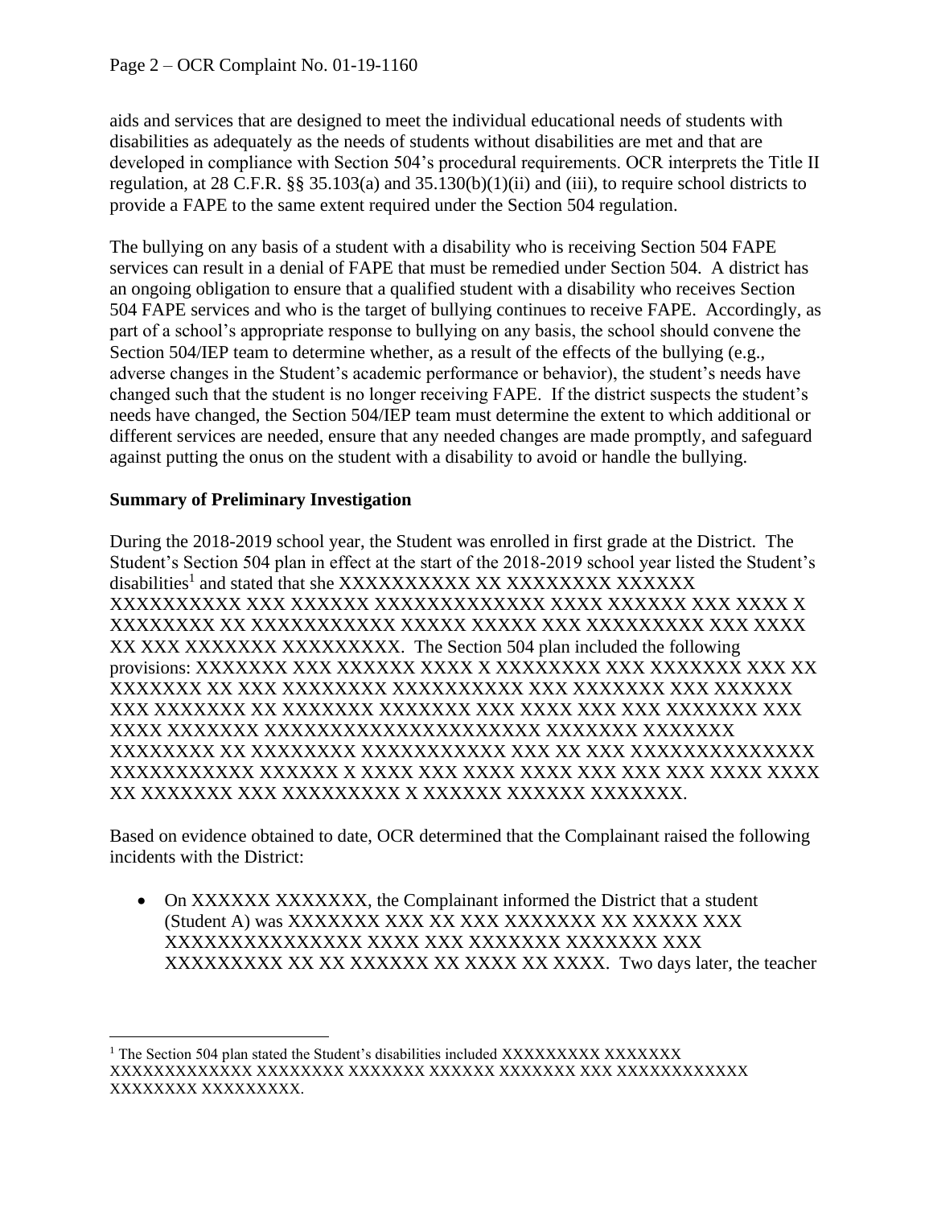aids and services that are designed to meet the individual educational needs of students with disabilities as adequately as the needs of students without disabilities are met and that are developed in compliance with Section 504's procedural requirements. OCR interprets the Title II regulation, at 28 C.F.R. §§ 35.103(a) and 35.130(b)(1)(ii) and (iii), to require school districts to provide a FAPE to the same extent required under the Section 504 regulation.

The bullying on any basis of a student with a disability who is receiving Section 504 FAPE services can result in a denial of FAPE that must be remedied under Section 504. A district has an ongoing obligation to ensure that a qualified student with a disability who receives Section 504 FAPE services and who is the target of bullying continues to receive FAPE. Accordingly, as part of a school's appropriate response to bullying on any basis, the school should convene the Section 504/IEP team to determine whether, as a result of the effects of the bullying (e.g., adverse changes in the Student's academic performance or behavior), the student's needs have changed such that the student is no longer receiving FAPE. If the district suspects the student's needs have changed, the Section 504/IEP team must determine the extent to which additional or different services are needed, ensure that any needed changes are made promptly, and safeguard against putting the onus on the student with a disability to avoid or handle the bullying.

**Summary of Preliminary Investigation**

During the 2018-2019 school year, the Student was enrolled in first grade at the District. The Student's Section 504 plan in effect at the start of the 2018-2019 school year listed the Student's disabilities[1] and stated that she XXXXXXXXXX XX XXXXXXXX XXXXXX XXXXXXXXXX XXX XXXXXX XXXXXXXXXXXXX XXXX XXXXXX XXX XXXX X XXXXXXXX XX XXXXXXXXXXX XXXXX XXXXX XXX XXXXXXXXX XXX XXXX XX XXX XXXXXXX XXXXXXXXX. The Section 504 plan included the following provisions: XXXXXXX XXX XXXXXX XXXX X XXXXXXXX XXX XXXXXXX XXX XX XXXXXXX XX XXX XXXXXXXX XXXXXXXXXX XXX XXXXXXX XXX XXXXXX XXX XXXXXXX XX XXXXXXX XXXXXXX XXX XXXX XXX XXX XXXXXXX XXX XXXX XXXXXXX XXXXXXXXXXXXXXXXXXXXX XXXXXXX XXXXXXX XXXXXXXX XX XXXXXXXX XXXXXXXXXXX XXX XX XXX XXXXXXXXXXXXXX XXXXXXXXXXX XXXXXX X XXXX XXX XXXX XXXX XXX XXX XXX XXXX XXXX XX XXXXXXX XXX XXXXXXXXX X XXXXXX XXXXXX XXXXXXX.

Based on evidence obtained to date, OCR determined that the Complainant raised the following incidents with the District:

- On XXXXXX XXXXXXX, the Complainant informed the District that a student (Student A) was XXXXXXX XXX XX XXX XXXXXXX XX XXXXX XXX XXXXXXXXXXXXXXX XXXX XXX XXXXXXX XXXXXXX XXX XXXXXXXXX XX XX XXXXXX XX XXXX XX XXXX. Two days later, the teacher

[1] The Section 504 plan stated the Student's disabilities included XXXXXXXXX XXXXXXX XXXXXXXXXXXXX XXXXXXXX XXXXXXX XXXXXX XXXXXXX XXX XXXXXXXXXXXX XXXXXXXX XXXXXXXXX.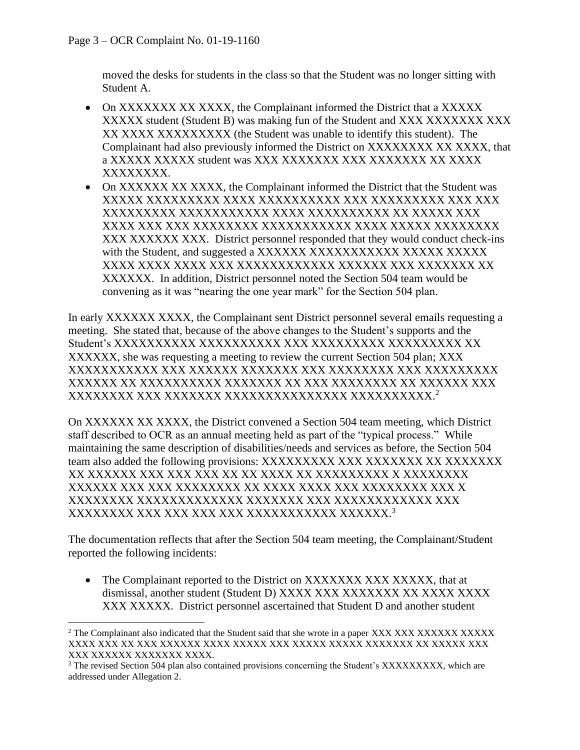moved the desks for students in the class so that the Student was no longer sitting with Student A.

- On XXXXXXX XX XXXX, the Complainant informed the District that a XXXXX XXXXX student (Student B) was making fun of the Student and XXX XXXXXXX XXX XX XXXX XXXXXXXXX (the Student was unable to identify this student). The Complainant had also previously informed the District on XXXXXXXX XX XXXX, that a XXXXX XXXXX student was XXX XXXXXXX XXX XXXXXXX XX XXXX XXXXXXXX.
- On XXXXXX XX XXXX, the Complainant informed the District that the Student was XXXXX XXXXXXXXX XXXX XXXXXXXXXX XXX XXXXXXXXX XXX XXX XXXXXXXXX XXXXXXXXXXX XXXX XXXXXXXXXX XX XXXXX XXX XXXX XXX XXX XXXXXXXX XXXXXXXXXXX XXXX XXXXX XXXXXXXX XXX XXXXXX XXX. District personnel responded that they would conduct check-ins with the Student, and suggested a XXXXXX XXXXXXXXXXX XXXXX XXXXX XXXX XXXX XXXX XXX XXXXXXXXXXXX XXXXXX XXX XXXXXXX XX XXXXXX. In addition, District personnel noted the Section 504 team would be convening as it was "nearing the one year mark" for the Section 504 plan.

In early XXXXXX XXXX, the Complainant sent District personnel several emails requesting a meeting. She stated that, because of the above changes to the Student's supports and the Student's XXXXXXXXXX XXXXXXXXXX XXX XXXXXXXXX XXXXXXXXX XX XXXXXX, she was requesting a meeting to review the current Section 504 plan; XXX XXXXXXXXXXX XXX XXXXXX XXXXXXX XXX XXXXXXXX XXX XXXXXXXXX XXXXXX XX XXXXXXXXXX XXXXXXX XX XXX XXXXXXXX XX XXXXXX XXX XXXXXXXX XXX XXXXXXX XXXXXXXXXXXXXXX XXXXXXXXXX.[2]

On XXXXXX XX XXXX, the District convened a Section 504 team meeting, which District staff described to OCR as an annual meeting held as part of the "typical process." While maintaining the same description of disabilities/needs and services as before, the Section 504 team also added the following provisions: XXXXXXXXX XXX XXXXXXX XX XXXXXXX XX XXXXXX XXX XXX XXX XX XX XXXX XX XXXXXXXXX X XXXXXXXX XXXXXX XXX XXX XXXXXXXX XX XXXX XXXX XXX XXXXXXXX XXX X XXXXXXXX XXXXXXXXXXXXX XXXXXXX XXX XXXXXXXXXXXX XXX XXXXXXXX XXX XXX XXX XXX XXXXXXXXXXX XXXXXX.[3]

The documentation reflects that after the Section 504 team meeting, the Complainant/Student reported the following incidents:

- The Complainant reported to the District on XXXXXXX XXX XXXXX, that at dismissal, another student (Student D) XXXX XXX XXXXXXX XX XXXX XXXX XXX XXXXX. District personnel ascertained that Student D and another student

[2] The Complainant also indicated that the Student said that she wrote in a paper XXX XXX XXXXXX XXXXX XXXX XXX XX XXX XXXXXX XXXX XXXXX XXX XXXXX XXXXX XXXXXXX XX XXXXX XXX XXX XXXXXX XXXXXXX XXXX.

[3] The revised Section 504 plan also contained provisions concerning the Student's XXXXXXXXX, which are addressed under Allegation 2.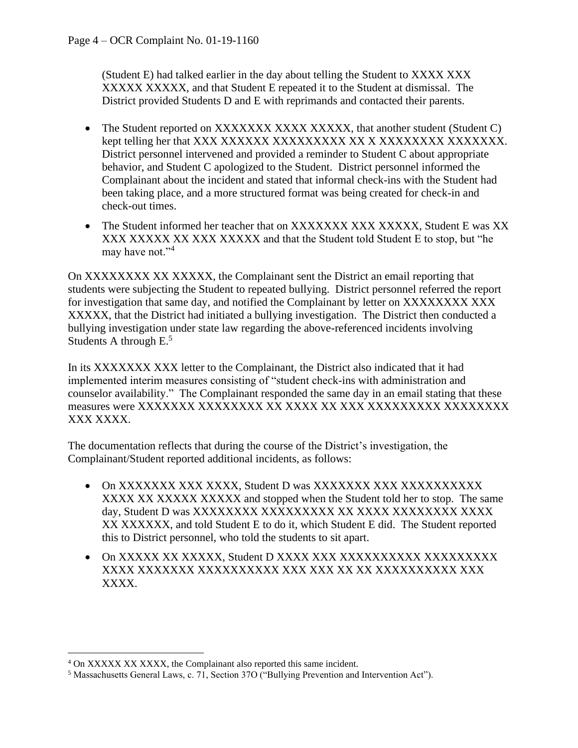(Student E) had talked earlier in the day about telling the Student to XXXX XXX XXXXX XXXXX, and that Student E repeated it to the Student at dismissal. The District provided Students D and E with reprimands and contacted their parents.

- The Student reported on XXXXXXX XXXX XXXXX, that another student (Student C) kept telling her that XXX XXXXXX XXXXXXXXX XX X XXXXXXXX XXXXXXX. District personnel intervened and provided a reminder to Student C about appropriate behavior, and Student C apologized to the Student. District personnel informed the Complainant about the incident and stated that informal check-ins with the Student had been taking place, and a more structured format was being created for check-in and check-out times.
- The Student informed her teacher that on XXXXXXX XXX XXXXX, Student E was XX XXX XXXXX XX XXX XXXXX and that the Student told Student E to stop, but "he may have not."[4]

On XXXXXXXX XX XXXXX, the Complainant sent the District an email reporting that students were subjecting the Student to repeated bullying. District personnel referred the report for investigation that same day, and notified the Complainant by letter on XXXXXXXX XXX XXXXX, that the District had initiated a bullying investigation. The District then conducted a bullying investigation under state law regarding the above-referenced incidents involving Students A through E.[5]

In its XXXXXXX XXX letter to the Complainant, the District also indicated that it had implemented interim measures consisting of "student check-ins with administration and counselor availability." The Complainant responded the same day in an email stating that these measures were XXXXXXX XXXXXXXX XX XXXX XX XXX XXXXXXXXX XXXXXXXX XXX XXXX.

The documentation reflects that during the course of the District's investigation, the Complainant/Student reported additional incidents, as follows:

- On XXXXXXX XXX XXXX, Student D was XXXXXXX XXX XXXXXXXXXX XXXX XX XXXXX XXXXX and stopped when the Student told her to stop. The same day, Student D was XXXXXXXX XXXXXXXXX XX XXXX XXXXXXXX XXXX XX XXXXXX, and told Student E to do it, which Student E did. The Student reported this to District personnel, who told the students to sit apart.
- On XXXXX XX XXXXX, Student D XXXX XXX XXXXXXXXXX XXXXXXXXX XXXX XXXXXXX XXXXXXXXXX XXX XXX XX XX XXXXXXXXXX XXX XXXX.

---

[4] On XXXXX XX XXXX, the Complainant also reported this same incident.

[5] Massachusetts General Laws, c. 71, Section 37O ("Bullying Prevention and Intervention Act").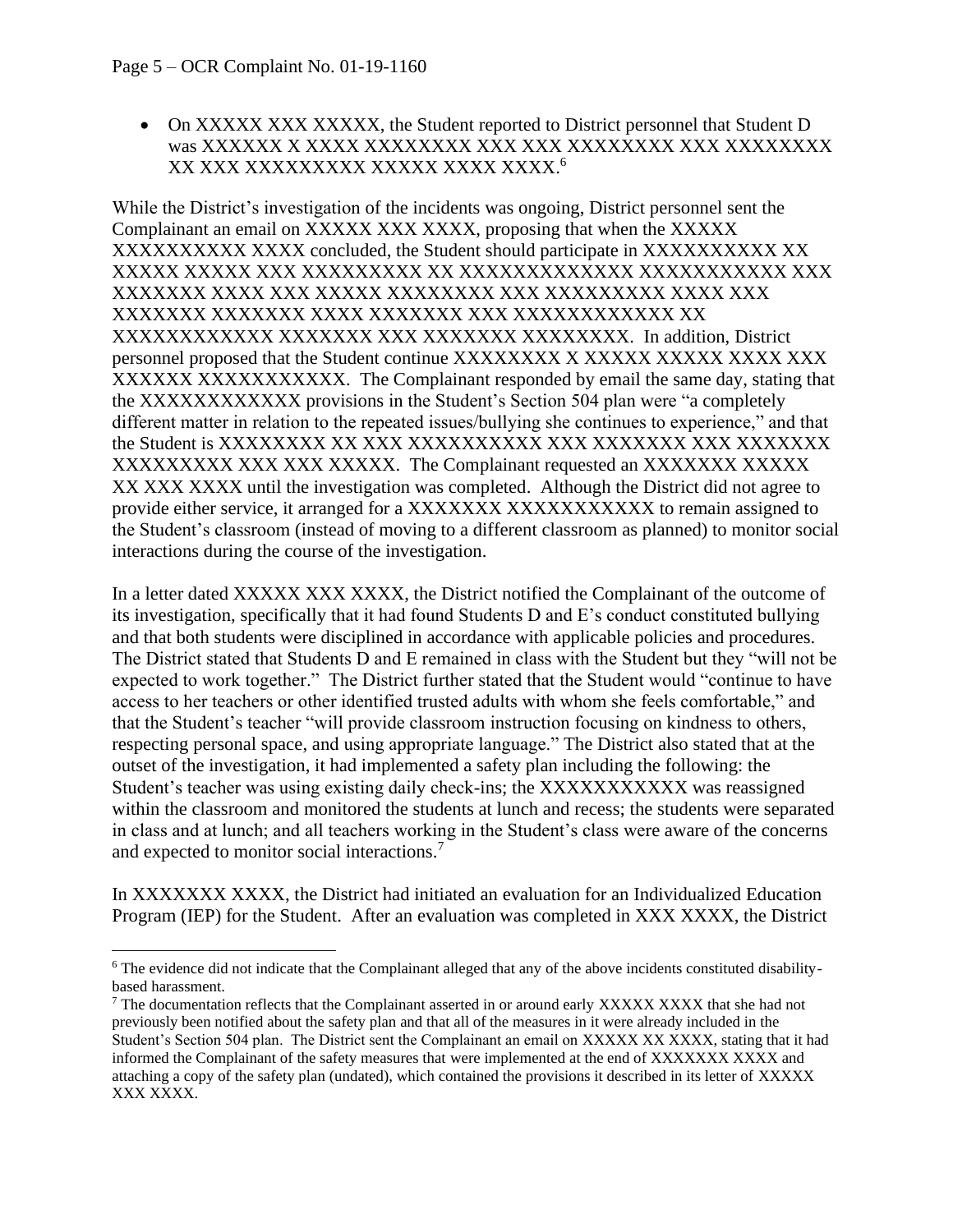- On XXXXX XXX XXXXX, the Student reported to District personnel that Student D was XXXXXX X XXXX XXXXXXXX XXX XXX XXXXXXXX XXX XXXXXXXX XX XXX XXXXXXXXX XXXXX XXXX XXXX.[6]

While the District's investigation of the incidents was ongoing, District personnel sent the Complainant an email on XXXXX XXX XXXX, proposing that when the XXXXX XXXXXXXXXX XXXX concluded, the Student should participate in XXXXXXXXXX XX XXXXX XXXXX XXX XXXXXXXXX XX XXXXXXXXXXXX XXXXXXXXXX XXX XXXXXXX XXXX XXX XXXXX XXXXXXXX XXX XXXXXXXXX XXXX XXX XXXXXXX XXXXXXX XXXX XXXXXXX XXX XXXXXXXXXXXX XX XXXXXXXXXXXX XXXXXXX XXX XXXXXXX XXXXXXXX. In addition, District personnel proposed that the Student continue XXXXXXXX X XXXXX XXXXX XXXX XXX XXXXXX XXXXXXXXXXX. The Complainant responded by email the same day, stating that the XXXXXXXXXXXX provisions in the Student's Section 504 plan were "a completely different matter in relation to the repeated issues/bullying she continues to experience," and that the Student is XXXXXXXX XX XXX XXXXXXXXXX XXX XXXXXXX XXX XXXXXXX XXXXXXXXX XXX XXX XXXXX. The Complainant requested an XXXXXXX XXXXX XX XXX XXXX until the investigation was completed. Although the District did not agree to provide either service, it arranged for a XXXXXXX XXXXXXXXXXX to remain assigned to the Student's classroom (instead of moving to a different classroom as planned) to monitor social interactions during the course of the investigation.

In a letter dated XXXXX XXX XXXX, the District notified the Complainant of the outcome of its investigation, specifically that it had found Students D and E's conduct constituted bullying and that both students were disciplined in accordance with applicable policies and procedures. The District stated that Students D and E remained in class with the Student but they "will not be expected to work together." The District further stated that the Student would "continue to have access to her teachers or other identified trusted adults with whom she feels comfortable," and that the Student's teacher "will provide classroom instruction focusing on kindness to others, respecting personal space, and using appropriate language." The District also stated that at the outset of the investigation, it had implemented a safety plan including the following: the Student's teacher was using existing daily check-ins; the XXXXXXXXXXX was reassigned within the classroom and monitored the students at lunch and recess; the students were separated in class and at lunch; and all teachers working in the Student's class were aware of the concerns and expected to monitor social interactions.[7]

In XXXXXXX XXXX, the District had initiated an evaluation for an Individualized Education Program (IEP) for the Student. After an evaluation was completed in XXX XXXX, the District

[6] The evidence did not indicate that the Complainant alleged that any of the above incidents constituted disability-based harassment.

[7] The documentation reflects that the Complainant asserted in or around early XXXXX XXXX that she had not previously been notified about the safety plan and that all of the measures in it were already included in the Student's Section 504 plan. The District sent the Complainant an email on XXXXX XX XXXX, stating that it had informed the Complainant of the safety measures that were implemented at the end of XXXXXXX XXXX and attaching a copy of the safety plan (undated), which contained the provisions it described in its letter of XXXXX XXX XXXX.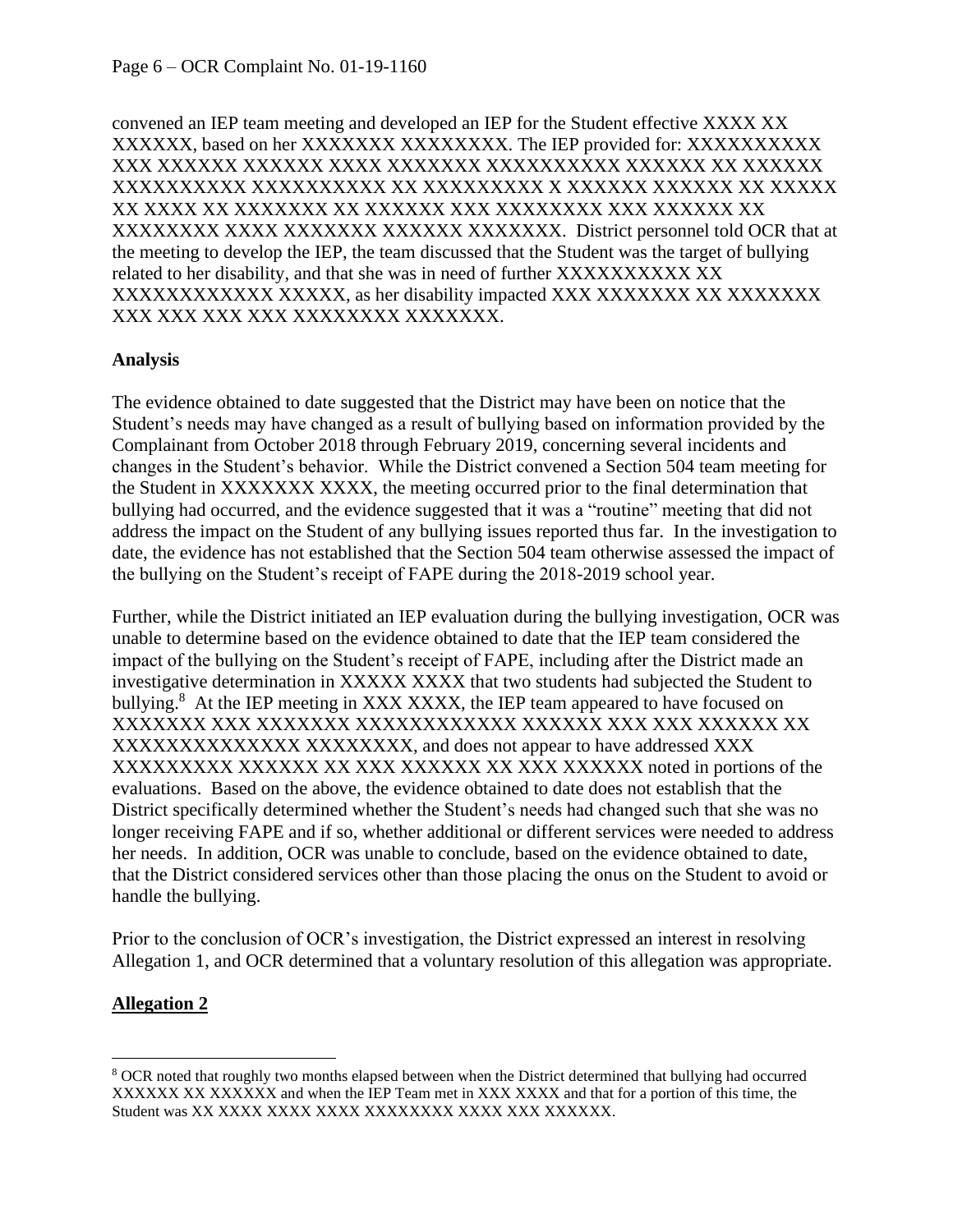convened an IEP team meeting and developed an IEP for the Student effective XXXX XX XXXXXX, based on her XXXXXXX XXXXXXXX. The IEP provided for: XXXXXXXXXX XXX XXXXXX XXXXXX XXXX XXXXXXX XXXXXXXXXX XXXXXX XX XXXXXX XXXXXXXXXX XXXXXXXXXX XX XXXXXXXXX X XXXXXX XXXXXX XX XXXXX XX XXXX XX XXXXXXX XX XXXXXX XXX XXXXXXXX XXX XXXXXX XX XXXXXXXX XXXX XXXXXXX XXXXXX XXXXXXX. District personnel told OCR that at the meeting to develop the IEP, the team discussed that the Student was the target of bullying related to her disability, and that she was in need of further XXXXXXXXXX XX XXXXXXXXXXXX XXXXX, as her disability impacted XXX XXXXXXX XX XXXXXXX XXX XXX XXX XXX XXXXXXXX XXXXXXX.

**Analysis**

The evidence obtained to date suggested that the District may have been on notice that the Student's needs may have changed as a result of bullying based on information provided by the Complainant from October 2018 through February 2019, concerning several incidents and changes in the Student's behavior. While the District convened a Section 504 team meeting for the Student in XXXXXXX XXXX, the meeting occurred prior to the final determination that bullying had occurred, and the evidence suggested that it was a "routine" meeting that did not address the impact on the Student of any bullying issues reported thus far. In the investigation to date, the evidence has not established that the Section 504 team otherwise assessed the impact of the bullying on the Student's receipt of FAPE during the 2018-2019 school year.

Further, while the District initiated an IEP evaluation during the bullying investigation, OCR was unable to determine based on the evidence obtained to date that the IEP team considered the impact of the bullying on the Student's receipt of FAPE, including after the District made an investigative determination in XXXXX XXXX that two students had subjected the Student to bullying.[8] At the IEP meeting in XXX XXXX, the IEP team appeared to have focused on XXXXXXX XXX XXXXXXX XXXXXXXXXXXX XXXXXX XXX XXX XXXXXX XX XXXXXXXXXXXXX XXXXXXXX, and does not appear to have addressed XXX XXXXXXXXX XXXXXX XX XXX XXXXXX XX XXX XXXXXX noted in portions of the evaluations. Based on the above, the evidence obtained to date does not establish that the District specifically determined whether the Student's needs had changed such that she was no longer receiving FAPE and if so, whether additional or different services were needed to address her needs. In addition, OCR was unable to conclude, based on the evidence obtained to date, that the District considered services other than those placing the onus on the Student to avoid or handle the bullying.

Prior to the conclusion of OCR's investigation, the District expressed an interest in resolving Allegation 1, and OCR determined that a voluntary resolution of this allegation was appropriate.

**Allegation 2**

[8] OCR noted that roughly two months elapsed between when the District determined that bullying had occurred XXXXXX XX XXXXXX and when the IEP Team met in XXX XXXX and that for a portion of this time, the Student was XX XXXX XXXX XXXX XXXXXXXX XXXX XXX XXXXXX.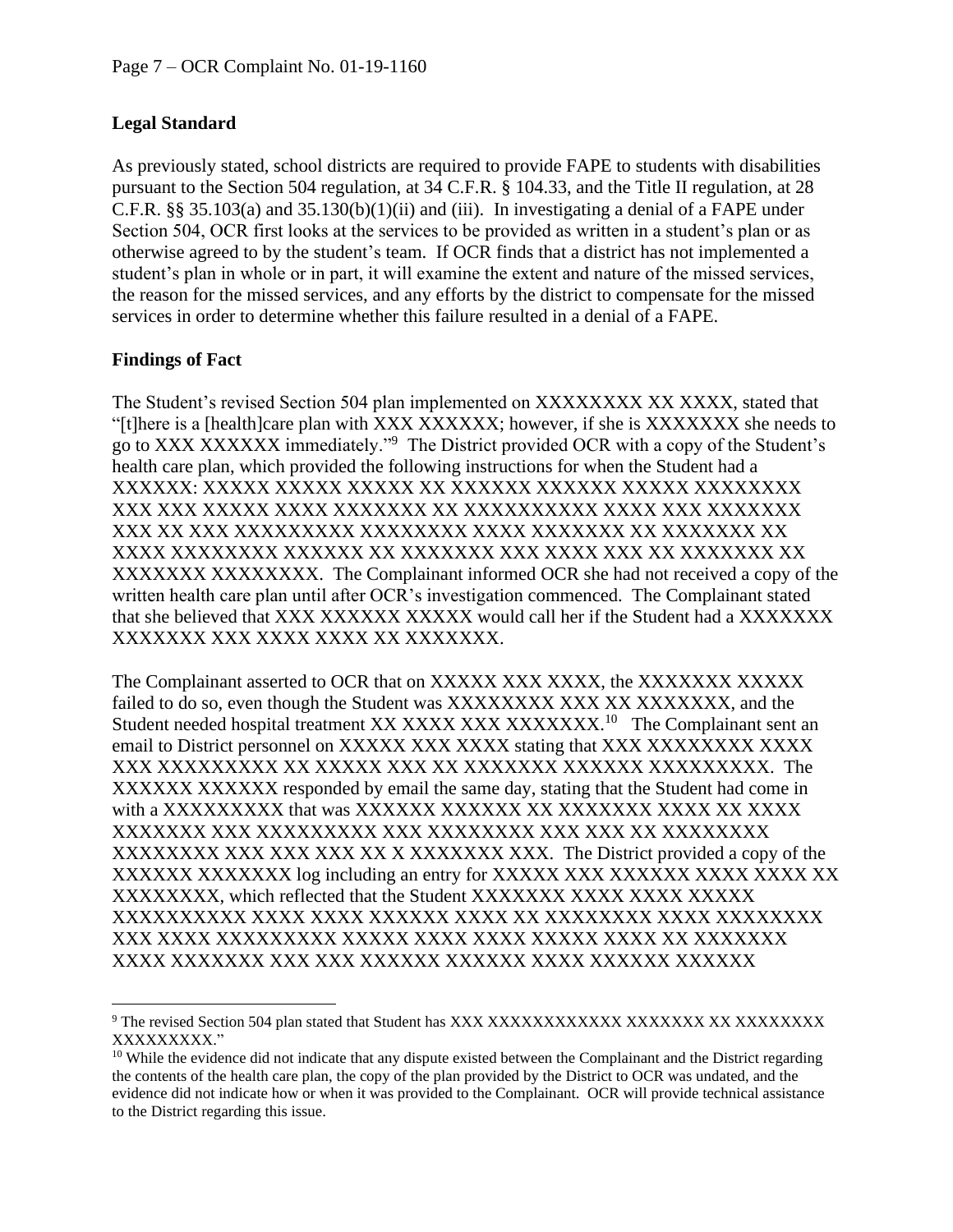## Legal Standard

As previously stated, school districts are required to provide FAPE to students with disabilities pursuant to the Section 504 regulation, at 34 C.F.R. § 104.33, and the Title II regulation, at 28 C.F.R. §§ 35.103(a) and 35.130(b)(1)(ii) and (iii). In investigating a denial of a FAPE under Section 504, OCR first looks at the services to be provided as written in a student's plan or as otherwise agreed to by the student's team. If OCR finds that a district has not implemented a student's plan in whole or in part, it will examine the extent and nature of the missed services, the reason for the missed services, and any efforts by the district to compensate for the missed services in order to determine whether this failure resulted in a denial of a FAPE.

## Findings of Fact

The Student's revised Section 504 plan implemented on XXXXXXXX XX XXXX, stated that "[t]here is a [health]care plan with XXX XXXXXX; however, if she is XXXXXXX she needs to go to XXX XXXXXX immediately."[9] The District provided OCR with a copy of the Student's health care plan, which provided the following instructions for when the Student had a XXXXXX: XXXXX XXXXX XXXXX XX XXXXXX XXXXXX XXXXX XXXXXXXX XXX XXX XXXXX XXXX XXXXXXX XX XXXXXXXXXX XXXX XXX XXXXXXX XXX XX XXX XXXXXXXXX XXXXXXXX XXXX XXXXXXX XX XXXXXXX XX XXXX XXXXXXXX XXXXXX XX XXXXXXX XXX XXXX XXX XX XXXXXXX XX XXXXXXX XXXXXXXX. The Complainant informed OCR she had not received a copy of the written health care plan until after OCR's investigation commenced. The Complainant stated that she believed that XXX XXXXXX XXXXX would call her if the Student had a XXXXXXX XXXXXXX XXX XXXX XXXX XX XXXXXXX.

The Complainant asserted to OCR that on XXXXX XXX XXXX, the XXXXXXX XXXXX failed to do so, even though the Student was XXXXXXXX XXX XX XXXXXXX, and the Student needed hospital treatment XX XXXX XXX XXXXXXX.[10] The Complainant sent an email to District personnel on XXXXX XXX XXXX stating that XXX XXXXXXXX XXXX XXX XXXXXXXXX XX XXXXX XXX XX XXXXXXX XXXXXX XXXXXXXXX. The XXXXXX XXXXXX responded by email the same day, stating that the Student had come in with a XXXXXXXXX that was XXXXXX XXXXXX XX XXXXXXX XXXX XX XXXX XXXXXXX XXX XXXXXXXXX XXX XXXXXXXX XXX XXX XX XXXXXXXX XXXXXXXX XXX XXX XXX XX X XXXXXXX XXX. The District provided a copy of the XXXXXX XXXXXXX log including an entry for XXXXX XXX XXXXXX XXXX XXXX XX XXXXXXXX, which reflected that the Student XXXXXXX XXXX XXXX XXXXX XXXXXXXXXX XXXX XXXX XXXXXX XXXX XX XXXXXXXX XXXX XXXXXXXX XXX XXXX XXXXXXXXX XXXXX XXXX XXXX XXXXX XXXX XX XXXXXXX XXXX XXXXXXX XXX XXX XXXXXX XXXXXX XXXX XXXXXX XXXXXX

[9] The revised Section 504 plan stated that Student has XXX XXXXXXXXXXXX XXXXXXX XX XXXXXXXX XXXXXXXXX."

[10] While the evidence did not indicate that any dispute existed between the Complainant and the District regarding the contents of the health care plan, the copy of the plan provided by the District to OCR was undated, and the evidence did not indicate how or when it was provided to the Complainant. OCR will provide technical assistance to the District regarding this issue.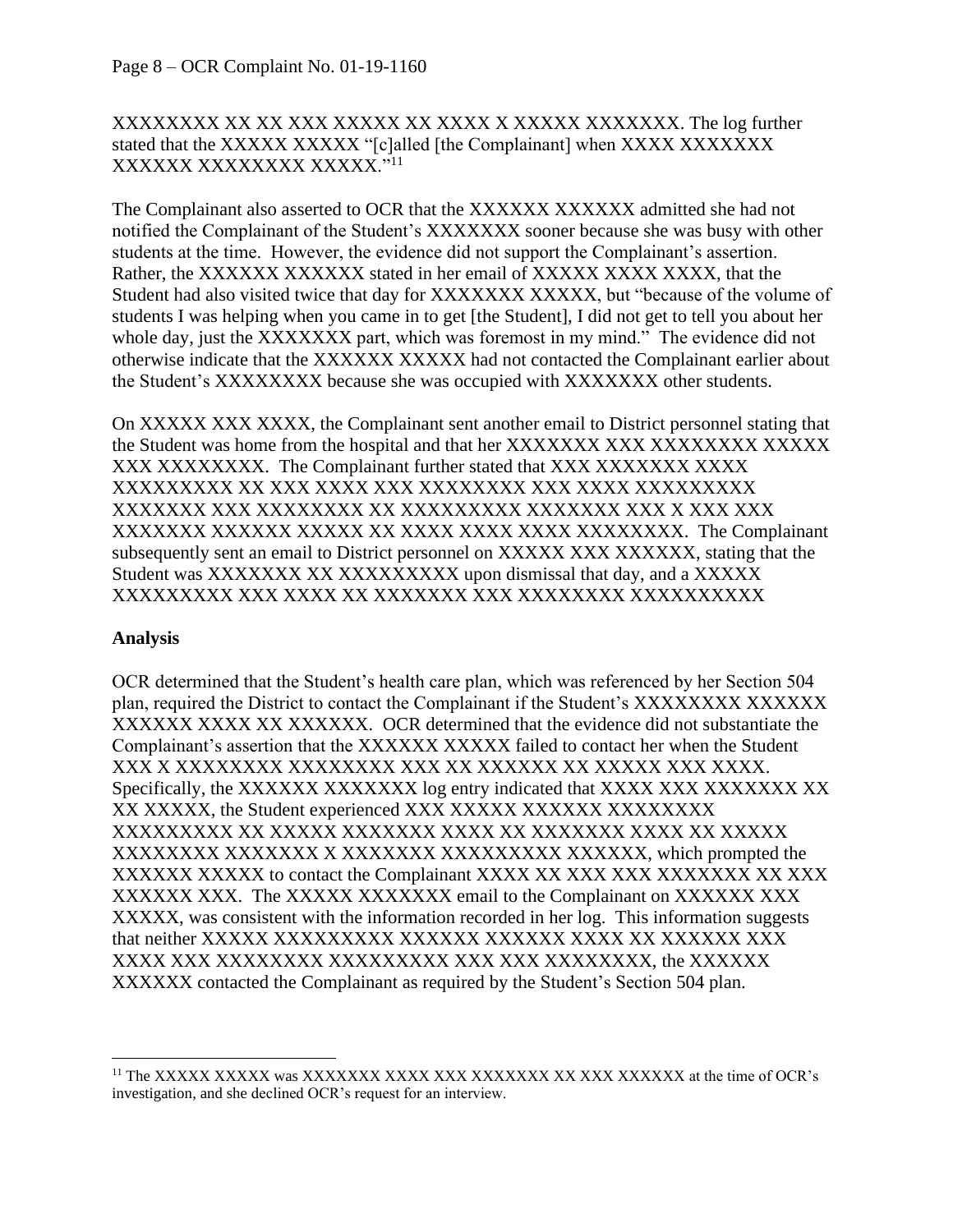XXXXXXXX XX XX XXX XXXXX XX XXXX X XXXXX XXXXXXX. The log further stated that the XXXXX XXXXX "[c]alled [the Complainant] when XXXX XXXXXXX XXXXXX XXXXXXXX XXXXX."[11]

The Complainant also asserted to OCR that the XXXXXX XXXXXX admitted she had not notified the Complainant of the Student's XXXXXXX sooner because she was busy with other students at the time. However, the evidence did not support the Complainant's assertion. Rather, the XXXXXX XXXXXX stated in her email of XXXXX XXXX XXXX, that the Student had also visited twice that day for XXXXXXX XXXXX, but "because of the volume of students I was helping when you came in to get [the Student], I did not get to tell you about her whole day, just the XXXXXXX part, which was foremost in my mind." The evidence did not otherwise indicate that the XXXXXX XXXXX had not contacted the Complainant earlier about the Student's XXXXXXXX because she was occupied with XXXXXXX other students.

On XXXXX XXX XXXX, the Complainant sent another email to District personnel stating that the Student was home from the hospital and that her XXXXXXX XXX XXXXXXXX XXXXX XXX XXXXXXXX. The Complainant further stated that XXX XXXXXXX XXXX XXXXXXXXX XX XXX XXXX XXX XXXXXXXX XXX XXXX XXXXXXXXX XXXXXXX XXX XXXXXXXX XX XXXXXXXXX XXXXXXX XXX X XXX XXX XXXXXXX XXXXXX XXXXX XX XXXX XXXX XXXX XXXXXXXX. The Complainant subsequently sent an email to District personnel on XXXXX XXX XXXXXX, stating that the Student was XXXXXXX XX XXXXXXXXX upon dismissal that day, and a XXXXX XXXXXXXXX XXX XXXX XX XXXXXXX XXX XXXXXXXX XXXXXXXXXX

**Analysis**

OCR determined that the Student's health care plan, which was referenced by her Section 504 plan, required the District to contact the Complainant if the Student's XXXXXXXX XXXXXX XXXXXX XXXX XX XXXXXX. OCR determined that the evidence did not substantiate the Complainant's assertion that the XXXXXX XXXXX failed to contact her when the Student XXX X XXXXXXXX XXXXXXXX XXX XX XXXXXX XX XXXXX XXX XXXX. Specifically, the XXXXXX XXXXXXX log entry indicated that XXXX XXX XXXXXXX XX XX XXXXX, the Student experienced XXX XXXXX XXXXXX XXXXXXXX XXXXXXXXX XX XXXXX XXXXXXX XXXX XX XXXXXXX XXXX XX XXXXX XXXXXXXX XXXXXXX X XXXXXXX XXXXXXXXX XXXXXX, which prompted the XXXXXX XXXXX to contact the Complainant XXXX XX XXX XXX XXXXXXX XX XXX XXXXXX XXX. The XXXXX XXXXXXX email to the Complainant on XXXXXX XXX XXXXX, was consistent with the information recorded in her log. This information suggests that neither XXXXX XXXXXXXXX XXXXXX XXXXXX XXXX XX XXXXXX XXX XXXX XXX XXXXXXXX XXXXXXXXX XXX XXX XXXXXXXX, the XXXXXX XXXXXX contacted the Complainant as required by the Student's Section 504 plan.

---

[11] The XXXXX XXXXX was XXXXXXX XXXX XXX XXXXXXX XX XXX XXXXXX at the time of OCR's investigation, and she declined OCR's request for an interview.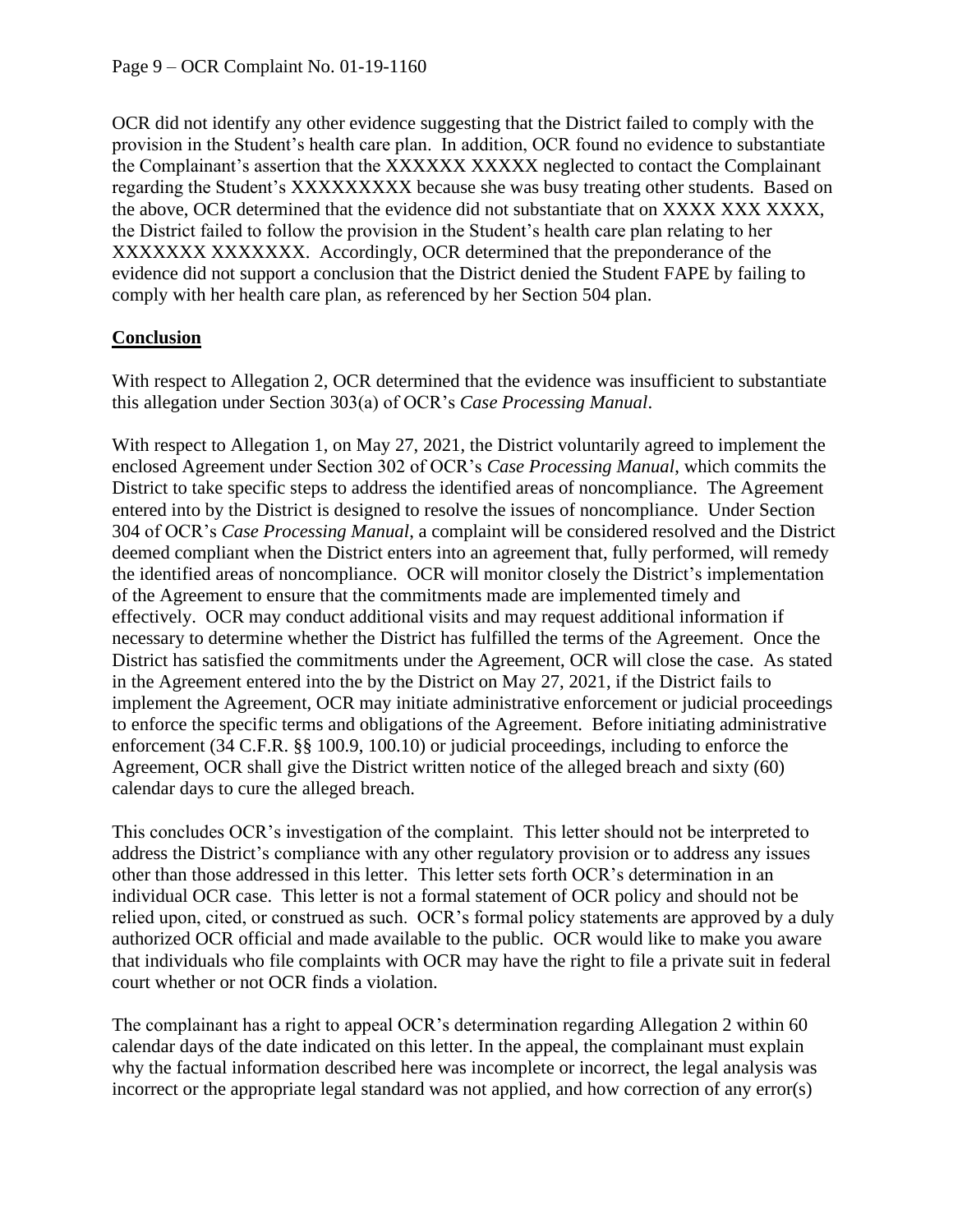OCR did not identify any other evidence suggesting that the District failed to comply with the provision in the Student's health care plan. In addition, OCR found no evidence to substantiate the Complainant's assertion that the XXXXXX XXXXX neglected to contact the Complainant regarding the Student's XXXXXXXXX because she was busy treating other students. Based on the above, OCR determined that the evidence did not substantiate that on XXXX XXX XXXX, the District failed to follow the provision in the Student's health care plan relating to her XXXXXXX XXXXXXX. Accordingly, OCR determined that the preponderance of the evidence did not support a conclusion that the District denied the Student FAPE by failing to comply with her health care plan, as referenced by her Section 504 plan.

## **Conclusion**

With respect to Allegation 2, OCR determined that the evidence was insufficient to substantiate this allegation under Section 303(a) of OCR's *Case Processing Manual*.

With respect to Allegation 1, on May 27, 2021, the District voluntarily agreed to implement the enclosed Agreement under Section 302 of OCR's *Case Processing Manual*, which commits the District to take specific steps to address the identified areas of noncompliance. The Agreement entered into by the District is designed to resolve the issues of noncompliance. Under Section 304 of OCR's *Case Processing Manual*, a complaint will be considered resolved and the District deemed compliant when the District enters into an agreement that, fully performed, will remedy the identified areas of noncompliance. OCR will monitor closely the District's implementation of the Agreement to ensure that the commitments made are implemented timely and effectively. OCR may conduct additional visits and may request additional information if necessary to determine whether the District has fulfilled the terms of the Agreement. Once the District has satisfied the commitments under the Agreement, OCR will close the case. As stated in the Agreement entered into the by the District on May 27, 2021, if the District fails to implement the Agreement, OCR may initiate administrative enforcement or judicial proceedings to enforce the specific terms and obligations of the Agreement. Before initiating administrative enforcement (34 C.F.R. §§ 100.9, 100.10) or judicial proceedings, including to enforce the Agreement, OCR shall give the District written notice of the alleged breach and sixty (60) calendar days to cure the alleged breach.

This concludes OCR's investigation of the complaint. This letter should not be interpreted to address the District's compliance with any other regulatory provision or to address any issues other than those addressed in this letter. This letter sets forth OCR's determination in an individual OCR case. This letter is not a formal statement of OCR policy and should not be relied upon, cited, or construed as such. OCR's formal policy statements are approved by a duly authorized OCR official and made available to the public. OCR would like to make you aware that individuals who file complaints with OCR may have the right to file a private suit in federal court whether or not OCR finds a violation.

The complainant has a right to appeal OCR's determination regarding Allegation 2 within 60 calendar days of the date indicated on this letter. In the appeal, the complainant must explain why the factual information described here was incomplete or incorrect, the legal analysis was incorrect or the appropriate legal standard was not applied, and how correction of any error(s)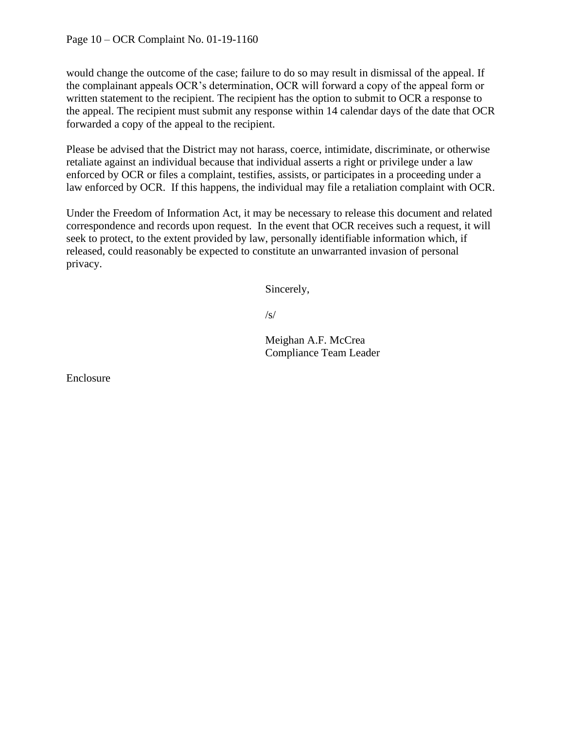would change the outcome of the case; failure to do so may result in dismissal of the appeal. If the complainant appeals OCR's determination, OCR will forward a copy of the appeal form or written statement to the recipient. The recipient has the option to submit to OCR a response to the appeal. The recipient must submit any response within 14 calendar days of the date that OCR forwarded a copy of the appeal to the recipient.

Please be advised that the District may not harass, coerce, intimidate, discriminate, or otherwise retaliate against an individual because that individual asserts a right or privilege under a law enforced by OCR or files a complaint, testifies, assists, or participates in a proceeding under a law enforced by OCR. If this happens, the individual may file a retaliation complaint with OCR.

Under the Freedom of Information Act, it may be necessary to release this document and related correspondence and records upon request. In the event that OCR receives such a request, it will seek to protect, to the extent provided by law, personally identifiable information which, if released, could reasonably be expected to constitute an unwarranted invasion of personal privacy.

Sincerely,

/s/

Meighan A.F. McCrea
Compliance Team Leader

Enclosure